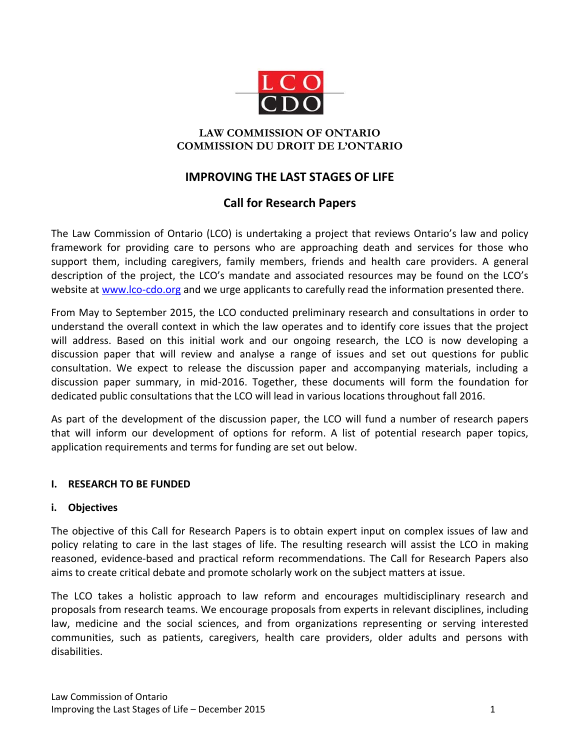LCO
CDO

**LAW COMMISSION OF ONTARIO**
**COMMISSION DU DROIT DE L'ONTARIO**

# IMPROVING THE LAST STAGES OF LIFE

## Call for Research Papers

The Law Commission of Ontario (LCO) is undertaking a project that reviews Ontario's law and policy framework for providing care to persons who are approaching death and services for those who support them, including caregivers, family members, friends and health care providers. A general description of the project, the LCO's mandate and associated resources may be found on the LCO's website at www.lco-cdo.org and we urge applicants to carefully read the information presented there.

From May to September 2015, the LCO conducted preliminary research and consultations in order to understand the overall context in which the law operates and to identify core issues that the project will address. Based on this initial work and our ongoing research, the LCO is now developing a discussion paper that will review and analyse a range of issues and set out questions for public consultation. We expect to release the discussion paper and accompanying materials, including a discussion paper summary, in mid-2016. Together, these documents will form the foundation for dedicated public consultations that the LCO will lead in various locations throughout fall 2016.

As part of the development of the discussion paper, the LCO will fund a number of research papers that will inform our development of options for reform. A list of potential research paper topics, application requirements and terms for funding are set out below.

### I. RESEARCH TO BE FUNDED

#### i. Objectives

The objective of this Call for Research Papers is to obtain expert input on complex issues of law and policy relating to care in the last stages of life. The resulting research will assist the LCO in making reasoned, evidence-based and practical reform recommendations. The Call for Research Papers also aims to create critical debate and promote scholarly work on the subject matters at issue.

The LCO takes a holistic approach to law reform and encourages multidisciplinary research and proposals from research teams. We encourage proposals from experts in relevant disciplines, including law, medicine and the social sciences, and from organizations representing or serving interested communities, such as patients, caregivers, health care providers, older adults and persons with disabilities.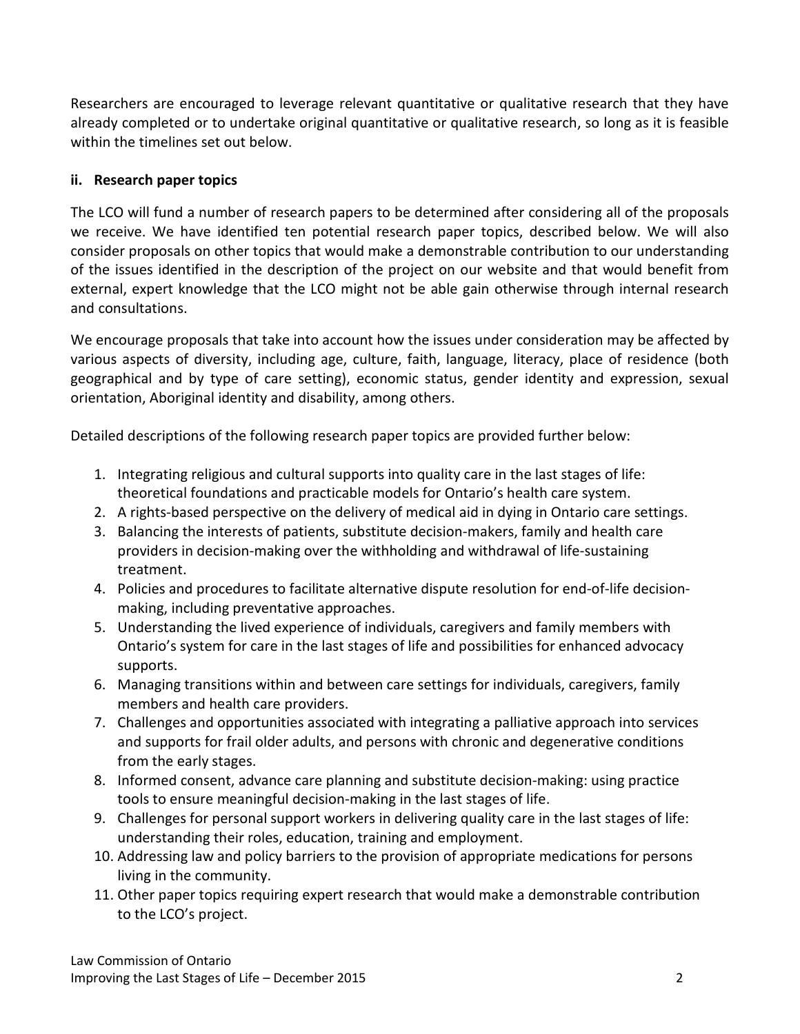Researchers are encouraged to leverage relevant quantitative or qualitative research that they have already completed or to undertake original quantitative or qualitative research, so long as it is feasible within the timelines set out below.

### ii. Research paper topics

The LCO will fund a number of research papers to be determined after considering all of the proposals we receive. We have identified ten potential research paper topics, described below. We will also consider proposals on other topics that would make a demonstrable contribution to our understanding of the issues identified in the description of the project on our website and that would benefit from external, expert knowledge that the LCO might not be able gain otherwise through internal research and consultations.

We encourage proposals that take into account how the issues under consideration may be affected by various aspects of diversity, including age, culture, faith, language, literacy, place of residence (both geographical and by type of care setting), economic status, gender identity and expression, sexual orientation, Aboriginal identity and disability, among others.

Detailed descriptions of the following research paper topics are provided further below:

1. Integrating religious and cultural supports into quality care in the last stages of life: theoretical foundations and practicable models for Ontario's health care system.
2. A rights-based perspective on the delivery of medical aid in dying in Ontario care settings.
3. Balancing the interests of patients, substitute decision-makers, family and health care providers in decision-making over the withholding and withdrawal of life-sustaining treatment.
4. Policies and procedures to facilitate alternative dispute resolution for end-of-life decision-making, including preventative approaches.
5. Understanding the lived experience of individuals, caregivers and family members with Ontario's system for care in the last stages of life and possibilities for enhanced advocacy supports.
6. Managing transitions within and between care settings for individuals, caregivers, family members and health care providers.
7. Challenges and opportunities associated with integrating a palliative approach into services and supports for frail older adults, and persons with chronic and degenerative conditions from the early stages.
8. Informed consent, advance care planning and substitute decision-making: using practice tools to ensure meaningful decision-making in the last stages of life.
9. Challenges for personal support workers in delivering quality care in the last stages of life: understanding their roles, education, training and employment.
10. Addressing law and policy barriers to the provision of appropriate medications for persons living in the community.
11. Other paper topics requiring expert research that would make a demonstrable contribution to the LCO's project.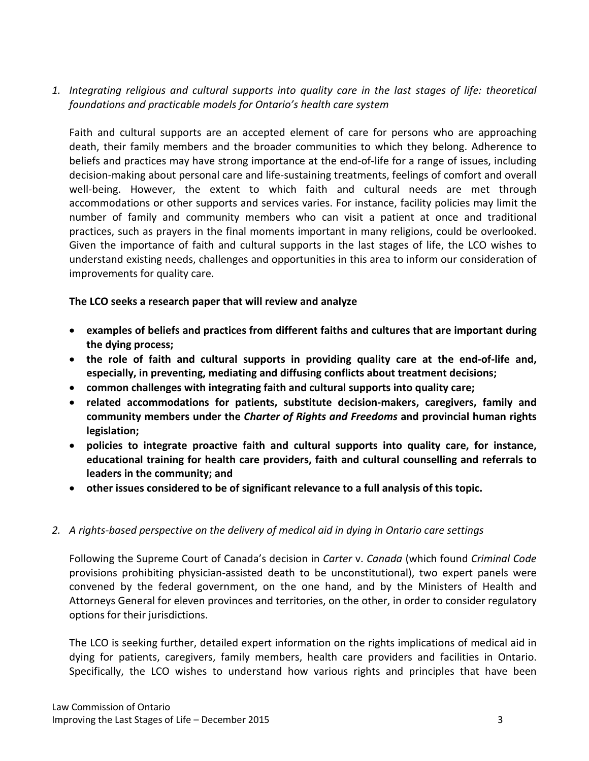*1. Integrating religious and cultural supports into quality care in the last stages of life: theoretical foundations and practicable models for Ontario's health care system*

Faith and cultural supports are an accepted element of care for persons who are approaching death, their family members and the broader communities to which they belong. Adherence to beliefs and practices may have strong importance at the end-of-life for a range of issues, including decision-making about personal care and life-sustaining treatments, feelings of comfort and overall well-being. However, the extent to which faith and cultural needs are met through accommodations or other supports and services varies. For instance, facility policies may limit the number of family and community members who can visit a patient at once and traditional practices, such as prayers in the final moments important in many religions, could be overlooked. Given the importance of faith and cultural supports in the last stages of life, the LCO wishes to understand existing needs, challenges and opportunities in this area to inform our consideration of improvements for quality care.

**The LCO seeks a research paper that will review and analyze**

- **examples of beliefs and practices from different faiths and cultures that are important during the dying process;**
- **the role of faith and cultural supports in providing quality care at the end-of-life and, especially, in preventing, mediating and diffusing conflicts about treatment decisions;**
- **common challenges with integrating faith and cultural supports into quality care;**
- **related accommodations for patients, substitute decision-makers, caregivers, family and community members under the *Charter of Rights and Freedoms* and provincial human rights legislation;**
- **policies to integrate proactive faith and cultural supports into quality care, for instance, educational training for health care providers, faith and cultural counselling and referrals to leaders in the community; and**
- **other issues considered to be of significant relevance to a full analysis of this topic.**

*2. A rights-based perspective on the delivery of medical aid in dying in Ontario care settings*

Following the Supreme Court of Canada's decision in *Carter* v. *Canada* (which found *Criminal Code* provisions prohibiting physician-assisted death to be unconstitutional), two expert panels were convened by the federal government, on the one hand, and by the Ministers of Health and Attorneys General for eleven provinces and territories, on the other, in order to consider regulatory options for their jurisdictions.

The LCO is seeking further, detailed expert information on the rights implications of medical aid in dying for patients, caregivers, family members, health care providers and facilities in Ontario. Specifically, the LCO wishes to understand how various rights and principles that have been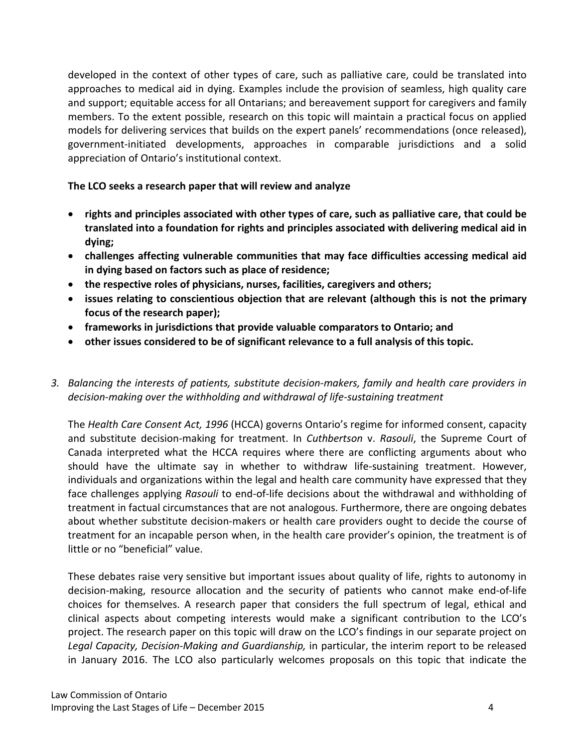developed in the context of other types of care, such as palliative care, could be translated into approaches to medical aid in dying. Examples include the provision of seamless, high quality care and support; equitable access for all Ontarians; and bereavement support for caregivers and family members. To the extent possible, research on this topic will maintain a practical focus on applied models for delivering services that builds on the expert panels' recommendations (once released), government-initiated developments, approaches in comparable jurisdictions and a solid appreciation of Ontario's institutional context.

**The LCO seeks a research paper that will review and analyze**

- **rights and principles associated with other types of care, such as palliative care, that could be translated into a foundation for rights and principles associated with delivering medical aid in dying;**
- **challenges affecting vulnerable communities that may face difficulties accessing medical aid in dying based on factors such as place of residence;**
- **the respective roles of physicians, nurses, facilities, caregivers and others;**
- **issues relating to conscientious objection that are relevant (although this is not the primary focus of the research paper);**
- **frameworks in jurisdictions that provide valuable comparators to Ontario; and**
- **other issues considered to be of significant relevance to a full analysis of this topic.**

3. *Balancing the interests of patients, substitute decision-makers, family and health care providers in decision-making over the withholding and withdrawal of life-sustaining treatment*

The *Health Care Consent Act, 1996* (HCCA) governs Ontario's regime for informed consent, capacity and substitute decision-making for treatment. In *Cuthbertson* v. *Rasouli*, the Supreme Court of Canada interpreted what the HCCA requires where there are conflicting arguments about who should have the ultimate say in whether to withdraw life-sustaining treatment. However, individuals and organizations within the legal and health care community have expressed that they face challenges applying *Rasouli* to end-of-life decisions about the withdrawal and withholding of treatment in factual circumstances that are not analogous. Furthermore, there are ongoing debates about whether substitute decision-makers or health care providers ought to decide the course of treatment for an incapable person when, in the health care provider's opinion, the treatment is of little or no "beneficial" value.

These debates raise very sensitive but important issues about quality of life, rights to autonomy in decision-making, resource allocation and the security of patients who cannot make end-of-life choices for themselves. A research paper that considers the full spectrum of legal, ethical and clinical aspects about competing interests would make a significant contribution to the LCO's project. The research paper on this topic will draw on the LCO's findings in our separate project on *Legal Capacity, Decision-Making and Guardianship,* in particular, the interim report to be released in January 2016. The LCO also particularly welcomes proposals on this topic that indicate the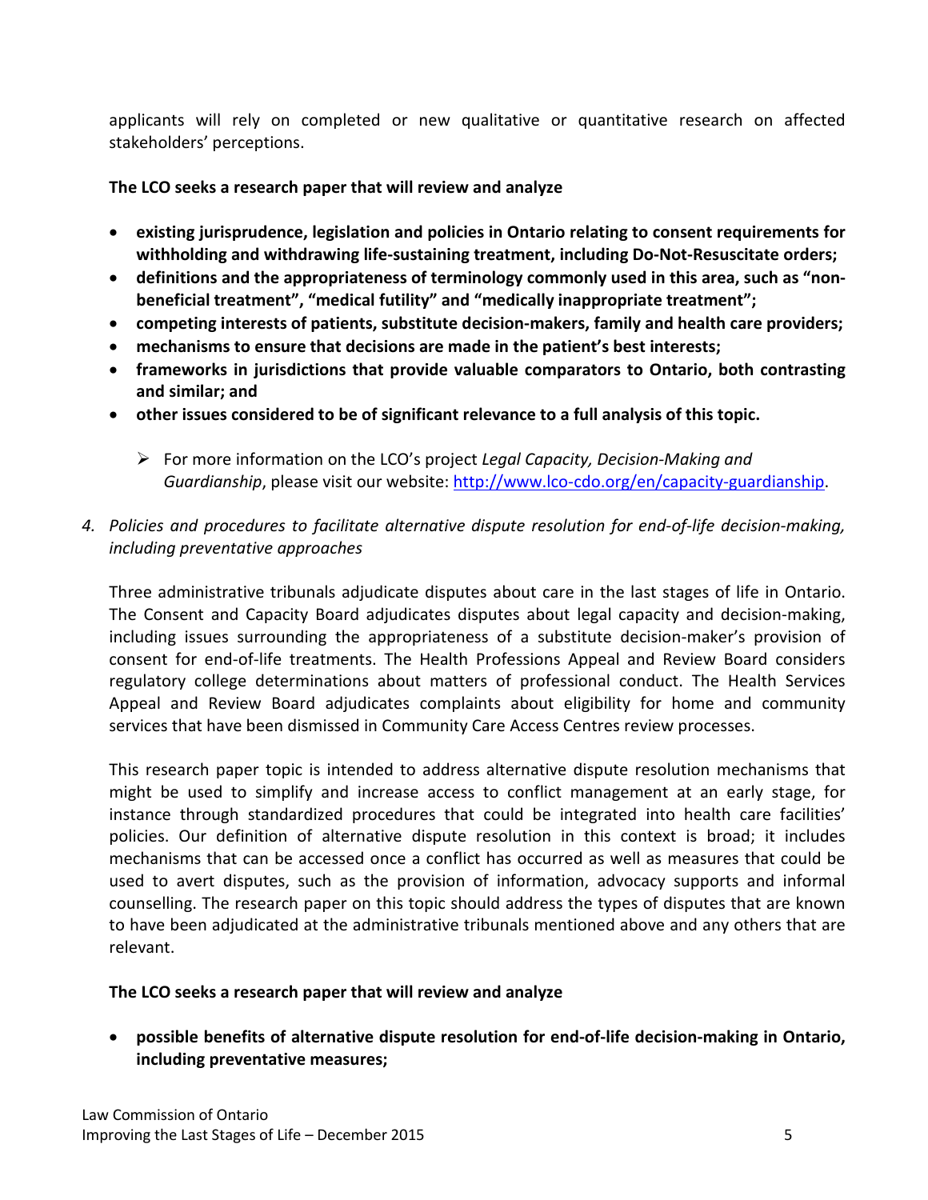applicants will rely on completed or new qualitative or quantitative research on affected stakeholders' perceptions.

**The LCO seeks a research paper that will review and analyze**

- **existing jurisprudence, legislation and policies in Ontario relating to consent requirements for withholding and withdrawing life-sustaining treatment, including Do-Not-Resuscitate orders;**
- **definitions and the appropriateness of terminology commonly used in this area, such as "non-beneficial treatment", "medical futility" and "medically inappropriate treatment";**
- **competing interests of patients, substitute decision-makers, family and health care providers;**
- **mechanisms to ensure that decisions are made in the patient's best interests;**
- **frameworks in jurisdictions that provide valuable comparators to Ontario, both contrasting and similar; and**
- **other issues considered to be of significant relevance to a full analysis of this topic.**

  - For more information on the LCO's project *Legal Capacity, Decision-Making and Guardianship*, please visit our website: http://www.lco-cdo.org/en/capacity-guardianship.

*4. Policies and procedures to facilitate alternative dispute resolution for end-of-life decision-making, including preventative approaches*

Three administrative tribunals adjudicate disputes about care in the last stages of life in Ontario. The Consent and Capacity Board adjudicates disputes about legal capacity and decision-making, including issues surrounding the appropriateness of a substitute decision-maker's provision of consent for end-of-life treatments. The Health Professions Appeal and Review Board considers regulatory college determinations about matters of professional conduct. The Health Services Appeal and Review Board adjudicates complaints about eligibility for home and community services that have been dismissed in Community Care Access Centres review processes.

This research paper topic is intended to address alternative dispute resolution mechanisms that might be used to simplify and increase access to conflict management at an early stage, for instance through standardized procedures that could be integrated into health care facilities' policies. Our definition of alternative dispute resolution in this context is broad; it includes mechanisms that can be accessed once a conflict has occurred as well as measures that could be used to avert disputes, such as the provision of information, advocacy supports and informal counselling. The research paper on this topic should address the types of disputes that are known to have been adjudicated at the administrative tribunals mentioned above and any others that are relevant.

**The LCO seeks a research paper that will review and analyze**

- **possible benefits of alternative dispute resolution for end-of-life decision-making in Ontario, including preventative measures;**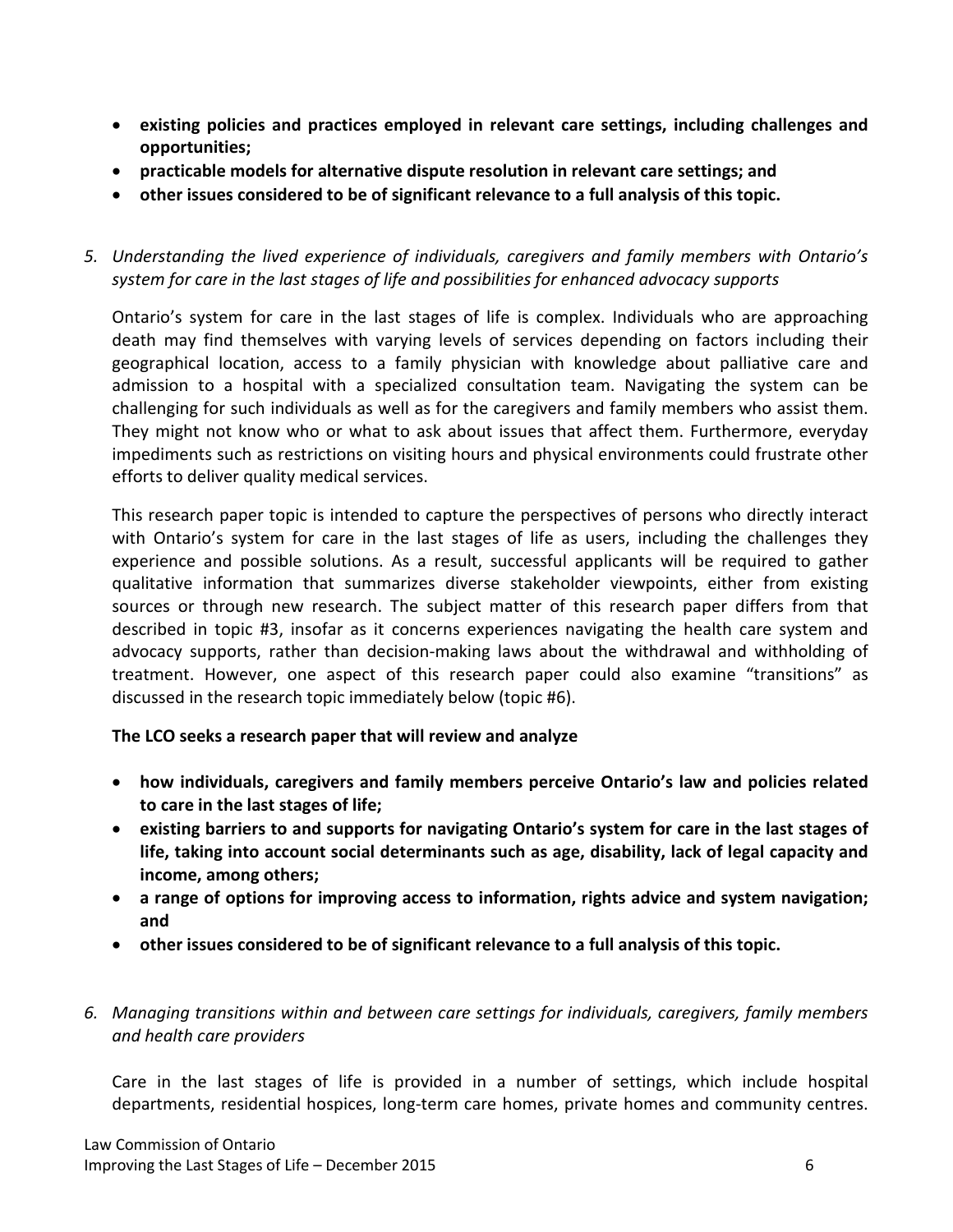- **existing policies and practices employed in relevant care settings, including challenges and opportunities;**
- **practicable models for alternative dispute resolution in relevant care settings; and**
- **other issues considered to be of significant relevance to a full analysis of this topic.**

*5. Understanding the lived experience of individuals, caregivers and family members with Ontario's system for care in the last stages of life and possibilities for enhanced advocacy supports*

Ontario's system for care in the last stages of life is complex. Individuals who are approaching death may find themselves with varying levels of services depending on factors including their geographical location, access to a family physician with knowledge about palliative care and admission to a hospital with a specialized consultation team. Navigating the system can be challenging for such individuals as well as for the caregivers and family members who assist them. They might not know who or what to ask about issues that affect them. Furthermore, everyday impediments such as restrictions on visiting hours and physical environments could frustrate other efforts to deliver quality medical services.

This research paper topic is intended to capture the perspectives of persons who directly interact with Ontario's system for care in the last stages of life as users, including the challenges they experience and possible solutions. As a result, successful applicants will be required to gather qualitative information that summarizes diverse stakeholder viewpoints, either from existing sources or through new research. The subject matter of this research paper differs from that described in topic #3, insofar as it concerns experiences navigating the health care system and advocacy supports, rather than decision-making laws about the withdrawal and withholding of treatment. However, one aspect of this research paper could also examine "transitions" as discussed in the research topic immediately below (topic #6).

**The LCO seeks a research paper that will review and analyze**

- **how individuals, caregivers and family members perceive Ontario's law and policies related to care in the last stages of life;**
- **existing barriers to and supports for navigating Ontario's system for care in the last stages of life, taking into account social determinants such as age, disability, lack of legal capacity and income, among others;**
- **a range of options for improving access to information, rights advice and system navigation; and**
- **other issues considered to be of significant relevance to a full analysis of this topic.**

*6. Managing transitions within and between care settings for individuals, caregivers, family members and health care providers*

Care in the last stages of life is provided in a number of settings, which include hospital departments, residential hospices, long-term care homes, private homes and community centres.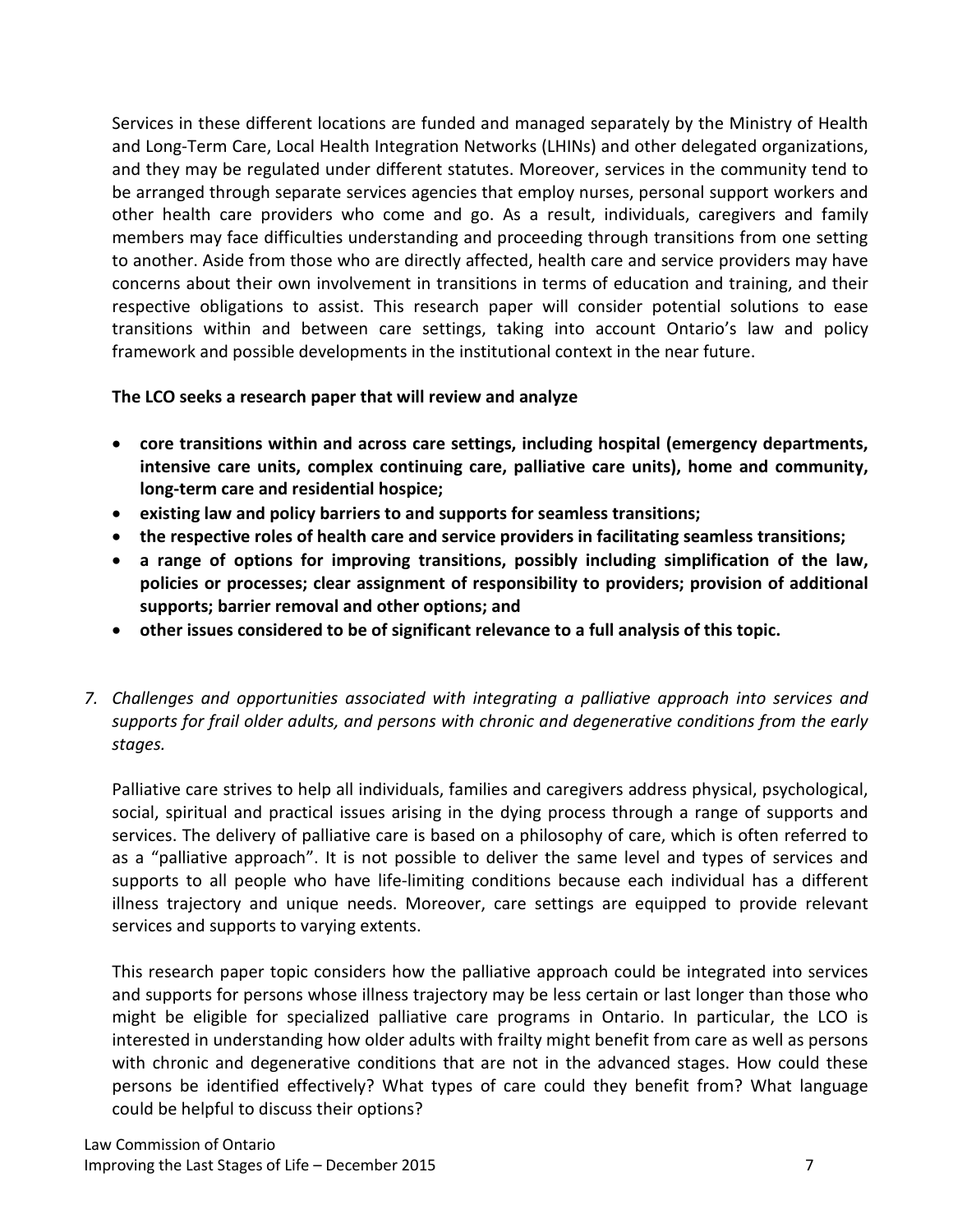Services in these different locations are funded and managed separately by the Ministry of Health and Long-Term Care, Local Health Integration Networks (LHINs) and other delegated organizations, and they may be regulated under different statutes. Moreover, services in the community tend to be arranged through separate services agencies that employ nurses, personal support workers and other health care providers who come and go. As a result, individuals, caregivers and family members may face difficulties understanding and proceeding through transitions from one setting to another. Aside from those who are directly affected, health care and service providers may have concerns about their own involvement in transitions in terms of education and training, and their respective obligations to assist. This research paper will consider potential solutions to ease transitions within and between care settings, taking into account Ontario's law and policy framework and possible developments in the institutional context in the near future.

**The LCO seeks a research paper that will review and analyze**

- **core transitions within and across care settings, including hospital (emergency departments, intensive care units, complex continuing care, palliative care units), home and community, long-term care and residential hospice;**
- **existing law and policy barriers to and supports for seamless transitions;**
- **the respective roles of health care and service providers in facilitating seamless transitions;**
- **a range of options for improving transitions, possibly including simplification of the law, policies or processes; clear assignment of responsibility to providers; provision of additional supports; barrier removal and other options; and**
- **other issues considered to be of significant relevance to a full analysis of this topic.**

7. *Challenges and opportunities associated with integrating a palliative approach into services and supports for frail older adults, and persons with chronic and degenerative conditions from the early stages.*

Palliative care strives to help all individuals, families and caregivers address physical, psychological, social, spiritual and practical issues arising in the dying process through a range of supports and services. The delivery of palliative care is based on a philosophy of care, which is often referred to as a "palliative approach". It is not possible to deliver the same level and types of services and supports to all people who have life-limiting conditions because each individual has a different illness trajectory and unique needs. Moreover, care settings are equipped to provide relevant services and supports to varying extents.

This research paper topic considers how the palliative approach could be integrated into services and supports for persons whose illness trajectory may be less certain or last longer than those who might be eligible for specialized palliative care programs in Ontario. In particular, the LCO is interested in understanding how older adults with frailty might benefit from care as well as persons with chronic and degenerative conditions that are not in the advanced stages. How could these persons be identified effectively? What types of care could they benefit from? What language could be helpful to discuss their options?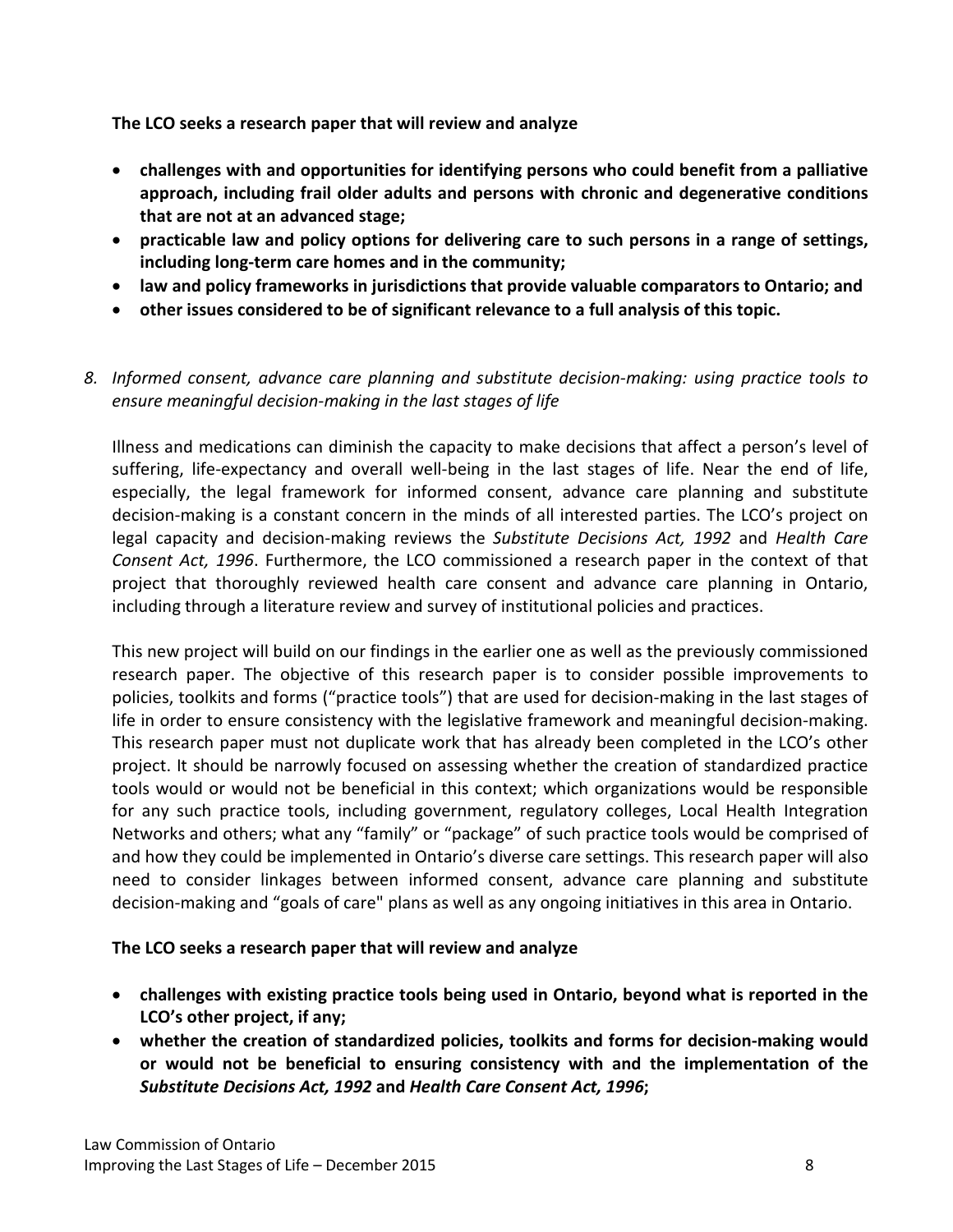**The LCO seeks a research paper that will review and analyze**

- **challenges with and opportunities for identifying persons who could benefit from a palliative approach, including frail older adults and persons with chronic and degenerative conditions that are not at an advanced stage;**
- **practicable law and policy options for delivering care to such persons in a range of settings, including long-term care homes and in the community;**
- **law and policy frameworks in jurisdictions that provide valuable comparators to Ontario; and**
- **other issues considered to be of significant relevance to a full analysis of this topic.**

*8. Informed consent, advance care planning and substitute decision-making: using practice tools to ensure meaningful decision-making in the last stages of life*

Illness and medications can diminish the capacity to make decisions that affect a person's level of suffering, life-expectancy and overall well-being in the last stages of life. Near the end of life, especially, the legal framework for informed consent, advance care planning and substitute decision-making is a constant concern in the minds of all interested parties. The LCO's project on legal capacity and decision-making reviews the *Substitute Decisions Act, 1992* and *Health Care Consent Act, 1996*. Furthermore, the LCO commissioned a research paper in the context of that project that thoroughly reviewed health care consent and advance care planning in Ontario, including through a literature review and survey of institutional policies and practices.

This new project will build on our findings in the earlier one as well as the previously commissioned research paper. The objective of this research paper is to consider possible improvements to policies, toolkits and forms ("practice tools") that are used for decision-making in the last stages of life in order to ensure consistency with the legislative framework and meaningful decision-making. This research paper must not duplicate work that has already been completed in the LCO's other project. It should be narrowly focused on assessing whether the creation of standardized practice tools would or would not be beneficial in this context; which organizations would be responsible for any such practice tools, including government, regulatory colleges, Local Health Integration Networks and others; what any "family" or "package" of such practice tools would be comprised of and how they could be implemented in Ontario's diverse care settings. This research paper will also need to consider linkages between informed consent, advance care planning and substitute decision-making and "goals of care" plans as well as any ongoing initiatives in this area in Ontario.

**The LCO seeks a research paper that will review and analyze**

- **challenges with existing practice tools being used in Ontario, beyond what is reported in the LCO's other project, if any;**
- **whether the creation of standardized policies, toolkits and forms for decision-making would or would not be beneficial to ensuring consistency with and the implementation of the *Substitute Decisions Act, 1992* and *Health Care Consent Act, 1996*;**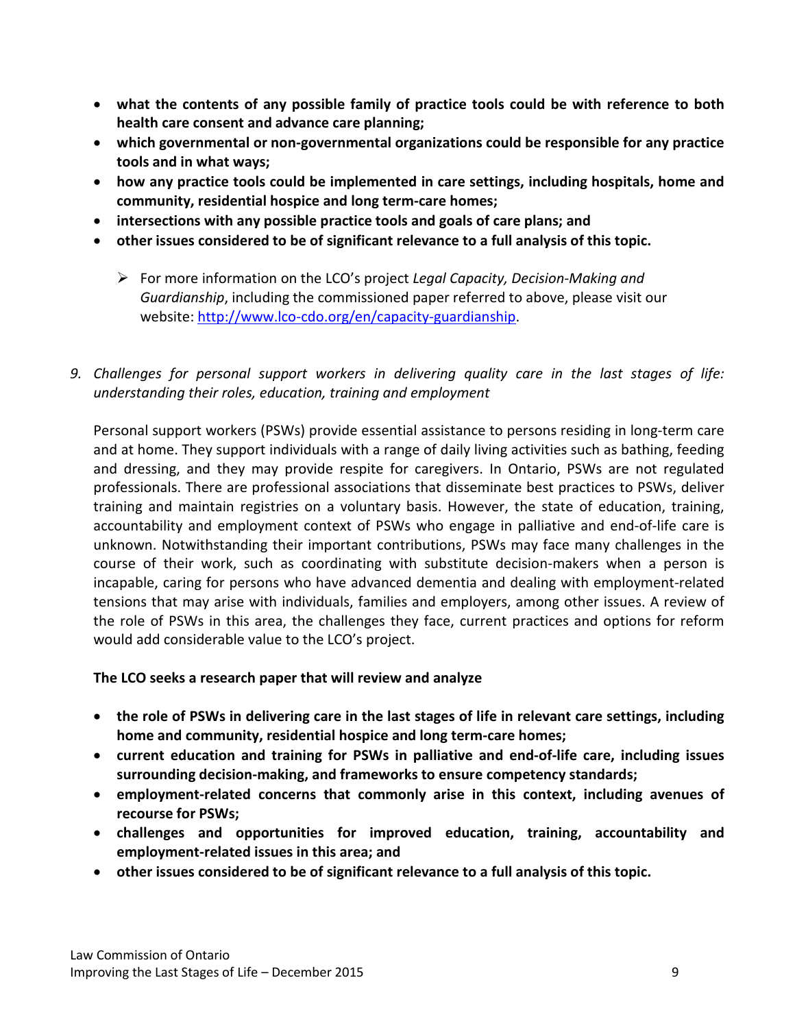- **what the contents of any possible family of practice tools could be with reference to both health care consent and advance care planning;**
- **which governmental or non-governmental organizations could be responsible for any practice tools and in what ways;**
- **how any practice tools could be implemented in care settings, including hospitals, home and community, residential hospice and long term-care homes;**
- **intersections with any possible practice tools and goals of care plans; and**
- **other issues considered to be of significant relevance to a full analysis of this topic.**

  - For more information on the LCO's project *Legal Capacity, Decision-Making and Guardianship*, including the commissioned paper referred to above, please visit our website: [http://www.lco-cdo.org/en/capacity-guardianship](http://www.lco-cdo.org/en/capacity-guardianship).

*9. Challenges for personal support workers in delivering quality care in the last stages of life: understanding their roles, education, training and employment*

Personal support workers (PSWs) provide essential assistance to persons residing in long-term care and at home. They support individuals with a range of daily living activities such as bathing, feeding and dressing, and they may provide respite for caregivers. In Ontario, PSWs are not regulated professionals. There are professional associations that disseminate best practices to PSWs, deliver training and maintain registries on a voluntary basis. However, the state of education, training, accountability and employment context of PSWs who engage in palliative and end-of-life care is unknown. Notwithstanding their important contributions, PSWs may face many challenges in the course of their work, such as coordinating with substitute decision-makers when a person is incapable, caring for persons who have advanced dementia and dealing with employment-related tensions that may arise with individuals, families and employers, among other issues. A review of the role of PSWs in this area, the challenges they face, current practices and options for reform would add considerable value to the LCO's project.

**The LCO seeks a research paper that will review and analyze**

- **the role of PSWs in delivering care in the last stages of life in relevant care settings, including home and community, residential hospice and long term-care homes;**
- **current education and training for PSWs in palliative and end-of-life care, including issues surrounding decision-making, and frameworks to ensure competency standards;**
- **employment-related concerns that commonly arise in this context, including avenues of recourse for PSWs;**
- **challenges and opportunities for improved education, training, accountability and employment-related issues in this area; and**
- **other issues considered to be of significant relevance to a full analysis of this topic.**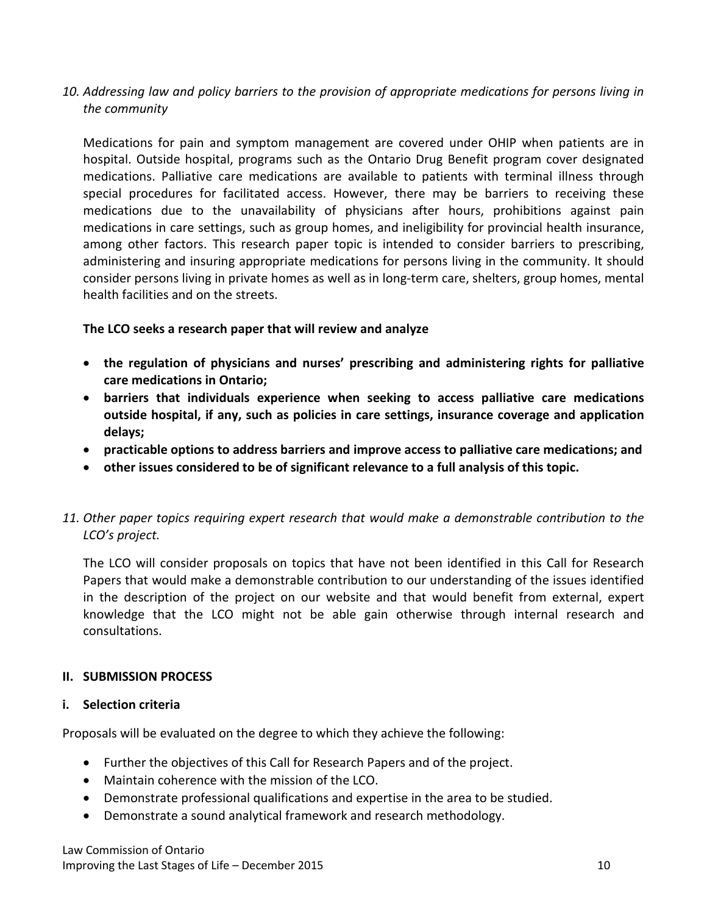*10. Addressing law and policy barriers to the provision of appropriate medications for persons living in the community*

Medications for pain and symptom management are covered under OHIP when patients are in hospital. Outside hospital, programs such as the Ontario Drug Benefit program cover designated medications. Palliative care medications are available to patients with terminal illness through special procedures for facilitated access. However, there may be barriers to receiving these medications due to the unavailability of physicians after hours, prohibitions against pain medications in care settings, such as group homes, and ineligibility for provincial health insurance, among other factors. This research paper topic is intended to consider barriers to prescribing, administering and insuring appropriate medications for persons living in the community. It should consider persons living in private homes as well as in long-term care, shelters, group homes, mental health facilities and on the streets.

**The LCO seeks a research paper that will review and analyze**

- **the regulation of physicians and nurses' prescribing and administering rights for palliative care medications in Ontario;**
- **barriers that individuals experience when seeking to access palliative care medications outside hospital, if any, such as policies in care settings, insurance coverage and application delays;**
- **practicable options to address barriers and improve access to palliative care medications; and**
- **other issues considered to be of significant relevance to a full analysis of this topic.**

*11. Other paper topics requiring expert research that would make a demonstrable contribution to the LCO's project.*

The LCO will consider proposals on topics that have not been identified in this Call for Research Papers that would make a demonstrable contribution to our understanding of the issues identified in the description of the project on our website and that would benefit from external, expert knowledge that the LCO might not be able gain otherwise through internal research and consultations.

## II. SUBMISSION PROCESS

### i. Selection criteria

Proposals will be evaluated on the degree to which they achieve the following:

- Further the objectives of this Call for Research Papers and of the project.
- Maintain coherence with the mission of the LCO.
- Demonstrate professional qualifications and expertise in the area to be studied.
- Demonstrate a sound analytical framework and research methodology.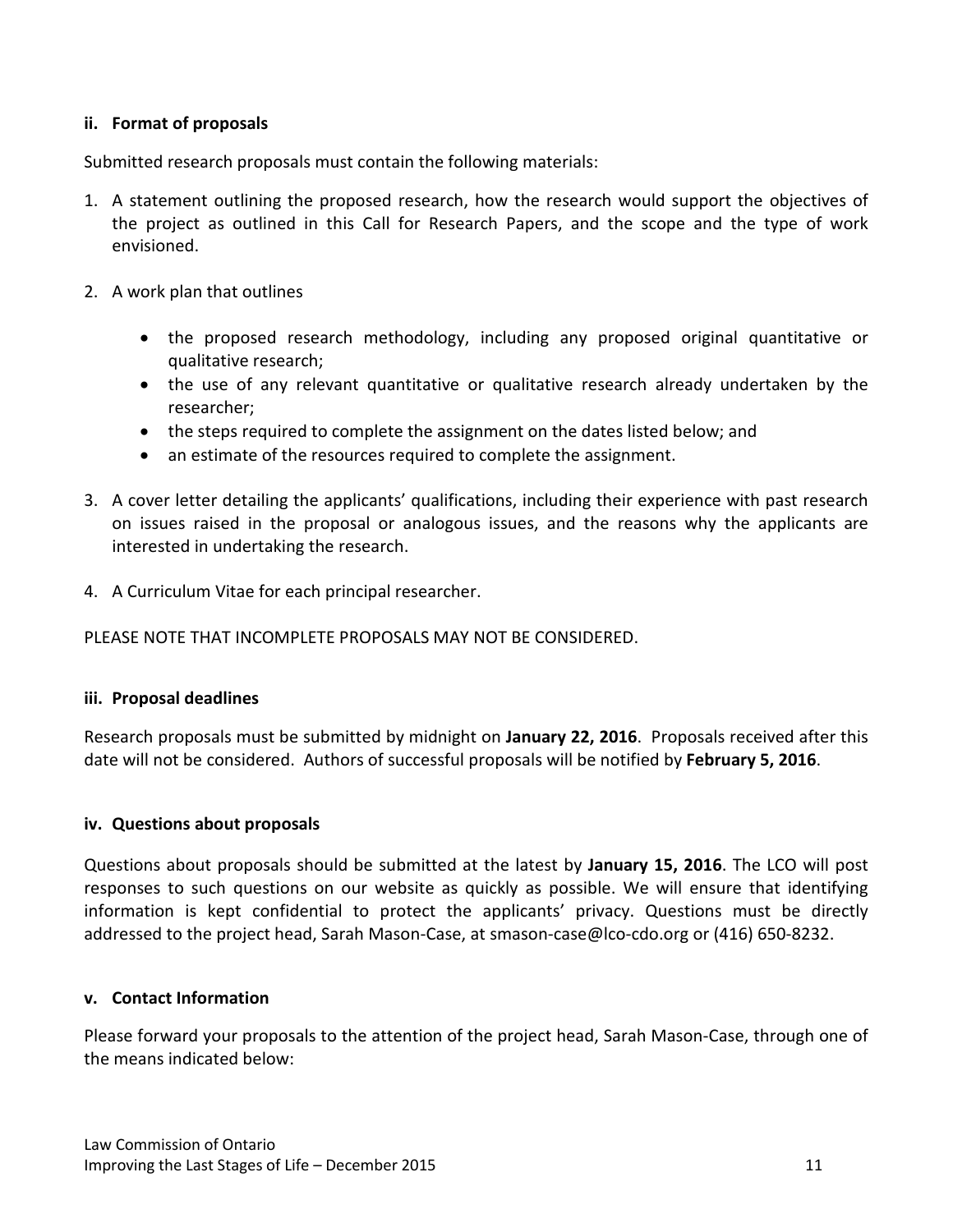### ii. Format of proposals

Submitted research proposals must contain the following materials:

1. A statement outlining the proposed research, how the research would support the objectives of the project as outlined in this Call for Research Papers, and the scope and the type of work envisioned.

2. A work plan that outlines

   - the proposed research methodology, including any proposed original quantitative or qualitative research;
   - the use of any relevant quantitative or qualitative research already undertaken by the researcher;
   - the steps required to complete the assignment on the dates listed below; and
   - an estimate of the resources required to complete the assignment.

3. A cover letter detailing the applicants' qualifications, including their experience with past research on issues raised in the proposal or analogous issues, and the reasons why the applicants are interested in undertaking the research.

4. A Curriculum Vitae for each principal researcher.

PLEASE NOTE THAT INCOMPLETE PROPOSALS MAY NOT BE CONSIDERED.

### iii. Proposal deadlines

Research proposals must be submitted by midnight on **January 22, 2016**. Proposals received after this date will not be considered. Authors of successful proposals will be notified by **February 5, 2016**.

### iv. Questions about proposals

Questions about proposals should be submitted at the latest by **January 15, 2016**. The LCO will post responses to such questions on our website as quickly as possible. We will ensure that identifying information is kept confidential to protect the applicants' privacy. Questions must be directly addressed to the project head, Sarah Mason-Case, at smason-case@lco-cdo.org or (416) 650-8232.

### v. Contact Information

Please forward your proposals to the attention of the project head, Sarah Mason-Case, through one of the means indicated below: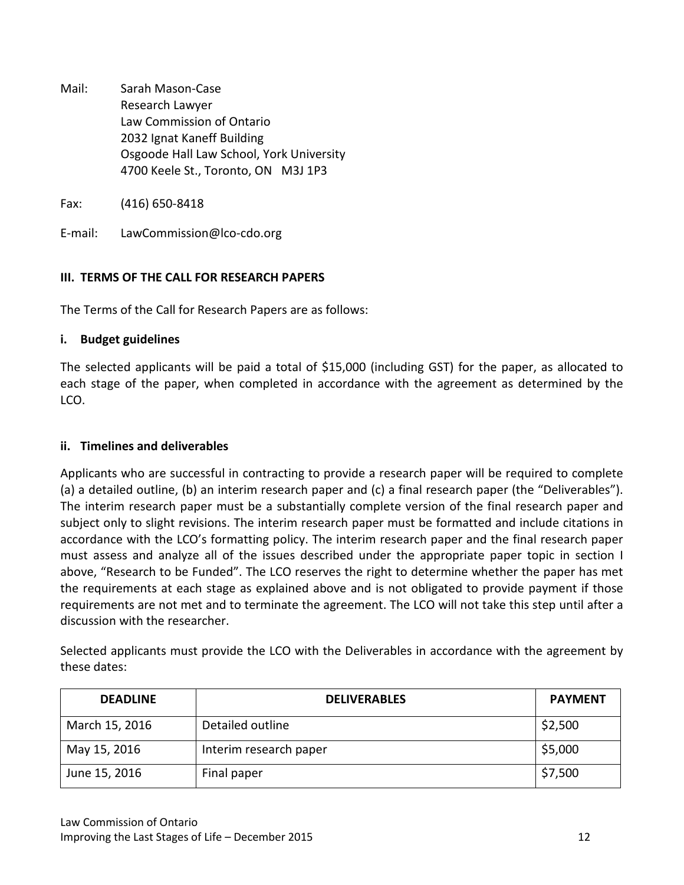Mail: Sarah Mason-Case
Research Lawyer
Law Commission of Ontario
2032 Ignat Kaneff Building
Osgoode Hall Law School, York University
4700 Keele St., Toronto, ON M3J 1P3

Fax: (416) 650-8418

E-mail: LawCommission@lco-cdo.org

## III. TERMS OF THE CALL FOR RESEARCH PAPERS

The Terms of the Call for Research Papers are as follows:

### i. Budget guidelines

The selected applicants will be paid a total of $15,000 (including GST) for the paper, as allocated to each stage of the paper, when completed in accordance with the agreement as determined by the LCO.

### ii. Timelines and deliverables

Applicants who are successful in contracting to provide a research paper will be required to complete (a) a detailed outline, (b) an interim research paper and (c) a final research paper (the "Deliverables"). The interim research paper must be a substantially complete version of the final research paper and subject only to slight revisions. The interim research paper must be formatted and include citations in accordance with the LCO's formatting policy. The interim research paper and the final research paper must assess and analyze all of the issues described under the appropriate paper topic in section I above, "Research to be Funded". The LCO reserves the right to determine whether the paper has met the requirements at each stage as explained above and is not obligated to provide payment if those requirements are not met and to terminate the agreement. The LCO will not take this step until after a discussion with the researcher.

Selected applicants must provide the LCO with the Deliverables in accordance with the agreement by these dates:

| DEADLINE | DELIVERABLES | PAYMENT |
|---|---|---|
| March 15, 2016 | Detailed outline | $2,500 |
| May 15, 2016 | Interim research paper | $5,000 |
| June 15, 2016 | Final paper | $7,500 |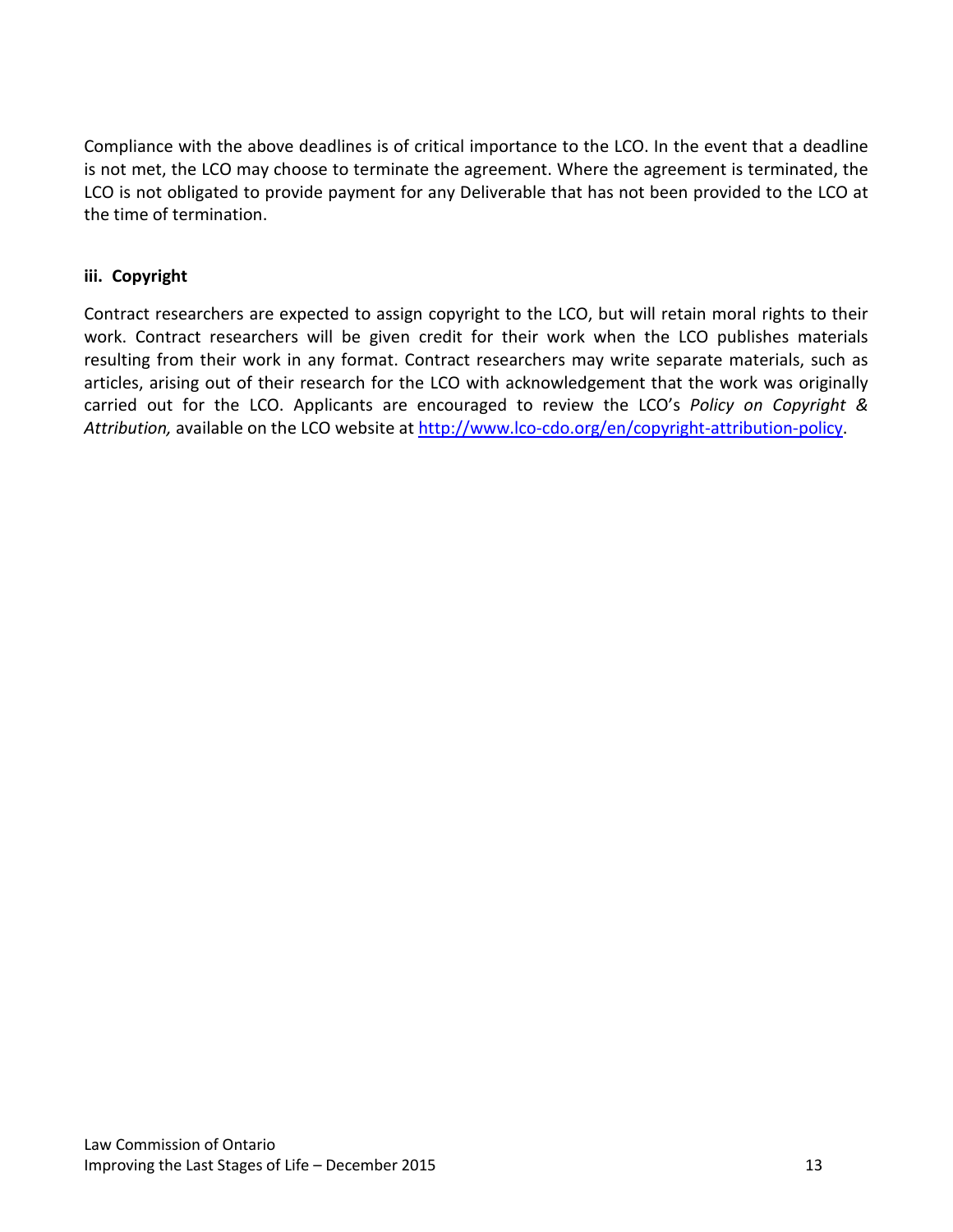Compliance with the above deadlines is of critical importance to the LCO. In the event that a deadline is not met, the LCO may choose to terminate the agreement. Where the agreement is terminated, the LCO is not obligated to provide payment for any Deliverable that has not been provided to the LCO at the time of termination.

**iii. Copyright**

Contract researchers are expected to assign copyright to the LCO, but will retain moral rights to their work. Contract researchers will be given credit for their work when the LCO publishes materials resulting from their work in any format. Contract researchers may write separate materials, such as articles, arising out of their research for the LCO with acknowledgement that the work was originally carried out for the LCO. Applicants are encouraged to review the LCO's *Policy on Copyright & Attribution,* available on the LCO website at [http://www.lco-cdo.org/en/copyright-attribution-policy](http://www.lco-cdo.org/en/copyright-attribution-policy).